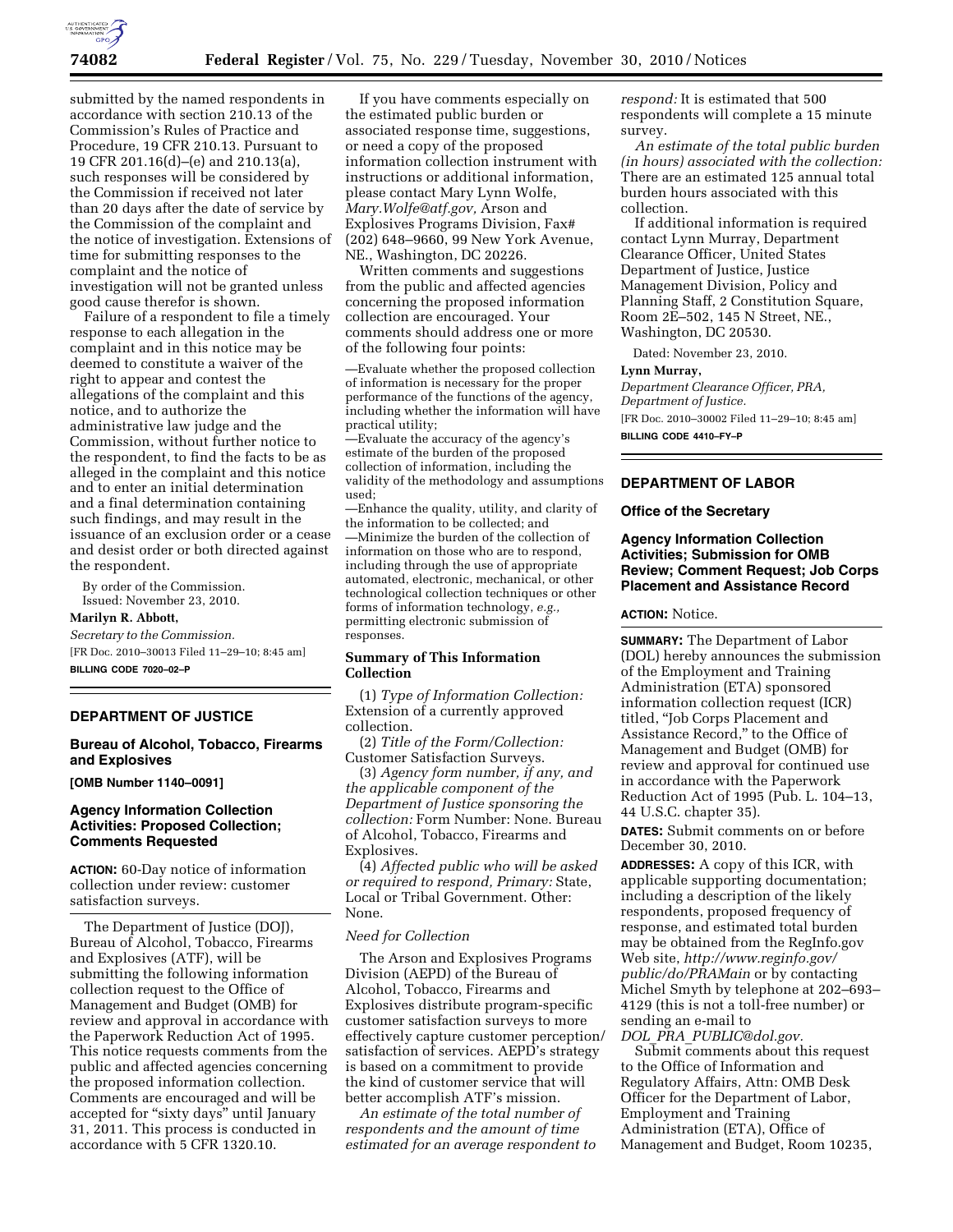submitted by the named respondents in accordance with section 210.13 of the Commission's Rules of Practice and Procedure, 19 CFR 210.13. Pursuant to 19 CFR 201.16(d)–(e) and 210.13(a), such responses will be considered by the Commission if received not later than 20 days after the date of service by the Commission of the complaint and the notice of investigation. Extensions of time for submitting responses to the complaint and the notice of investigation will not be granted unless good cause therefor is shown.

Failure of a respondent to file a timely response to each allegation in the complaint and in this notice may be deemed to constitute a waiver of the right to appear and contest the allegations of the complaint and this notice, and to authorize the administrative law judge and the Commission, without further notice to the respondent, to find the facts to be as alleged in the complaint and this notice and to enter an initial determination and a final determination containing such findings, and may result in the issuance of an exclusion order or a cease and desist order or both directed against the respondent.

By order of the Commission.

Issued: November 23, 2010.

**Marilyn R. Abbott,**

*Secretary to the Commission.*

[FR Doc. 2010–30013 Filed 11–29–10; 8:45 am]

**BILLING CODE 7020–02–P**

## DEPARTMENT OF JUSTICE

### Bureau of Alcohol, Tobacco, Firearms and Explosives

**[OMB Number 1140–0091]**

### Agency Information Collection Activities: Proposed Collection; Comments Requested

**ACTION:** 60-Day notice of information collection under review: customer satisfaction surveys.

The Department of Justice (DOJ), Bureau of Alcohol, Tobacco, Firearms and Explosives (ATF), will be submitting the following information collection request to the Office of Management and Budget (OMB) for review and approval in accordance with the Paperwork Reduction Act of 1995. This notice requests comments from the public and affected agencies concerning the proposed information collection. Comments are encouraged and will be accepted for "sixty days" until January 31, 2011. This process is conducted in accordance with 5 CFR 1320.10.

If you have comments especially on the estimated public burden or associated response time, suggestions, or need a copy of the proposed information collection instrument with instructions or additional information, please contact Mary Lynn Wolfe, *Mary.Wolfe@atf.gov,* Arson and Explosives Programs Division, Fax# (202) 648–9660, 99 New York Avenue, NE., Washington, DC 20226.

Written comments and suggestions from the public and affected agencies concerning the proposed information collection are encouraged. Your comments should address one or more of the following four points:

—Evaluate whether the proposed collection of information is necessary for the proper performance of the functions of the agency, including whether the information will have practical utility;

—Evaluate the accuracy of the agency's estimate of the burden of the proposed collection of information, including the validity of the methodology and assumptions used;

—Enhance the quality, utility, and clarity of the information to be collected; and

—Minimize the burden of the collection of information on those who are to respond, including through the use of appropriate automated, electronic, mechanical, or other technological collection techniques or other forms of information technology, *e.g.,* permitting electronic submission of responses.

### Summary of This Information Collection

(1) *Type of Information Collection:* Extension of a currently approved collection.

(2) *Title of the Form/Collection:* Customer Satisfaction Surveys.

(3) *Agency form number, if any, and the applicable component of the Department of Justice sponsoring the collection:* Form Number: None. Bureau of Alcohol, Tobacco, Firearms and Explosives.

(4) *Affected public who will be asked or required to respond, Primary:* State, Local or Tribal Government. Other: None.

*Need for Collection*

The Arson and Explosives Programs Division (AEPD) of the Bureau of Alcohol, Tobacco, Firearms and Explosives distribute program-specific customer satisfaction surveys to more effectively capture customer perception/satisfaction of services. AEPD's strategy is based on a commitment to provide the kind of customer service that will better accomplish ATF's mission.

*An estimate of the total number of respondents and the amount of time estimated for an average respondent to respond:* It is estimated that 500 respondents will complete a 15 minute survey.

*An estimate of the total public burden (in hours) associated with the collection:* There are an estimated 125 annual total burden hours associated with this collection.

If additional information is required contact Lynn Murray, Department Clearance Officer, United States Department of Justice, Justice Management Division, Policy and Planning Staff, 2 Constitution Square, Room 2E–502, 145 N Street, NE., Washington, DC 20530.

Dated: November 23, 2010.

**Lynn Murray,**

*Department Clearance Officer, PRA, Department of Justice.*

[FR Doc. 2010–30002 Filed 11–29–10; 8:45 am]

**BILLING CODE 4410–FY–P**

## DEPARTMENT OF LABOR

### Office of the Secretary

### Agency Information Collection Activities; Submission for OMB Review; Comment Request; Job Corps Placement and Assistance Record

**ACTION:** Notice.

**SUMMARY:** The Department of Labor (DOL) hereby announces the submission of the Employment and Training Administration (ETA) sponsored information collection request (ICR) titled, "Job Corps Placement and Assistance Record," to the Office of Management and Budget (OMB) for review and approval for continued use in accordance with the Paperwork Reduction Act of 1995 (Pub. L. 104–13, 44 U.S.C. chapter 35).

**DATES:** Submit comments on or before December 30, 2010.

**ADDRESSES:** A copy of this ICR, with applicable supporting documentation; including a description of the likely respondents, proposed frequency of response, and estimated total burden may be obtained from the RegInfo.gov Web site, *http://www.reginfo.gov/public/do/PRAMain* or by contacting Michel Smyth by telephone at 202–693–4129 (this is not a toll-free number) or sending an e-mail to *DOL_PRA_PUBLIC@dol.gov.*

Submit comments about this request to the Office of Information and Regulatory Affairs, Attn: OMB Desk Officer for the Department of Labor, Employment and Training Administration (ETA), Office of Management and Budget, Room 10235,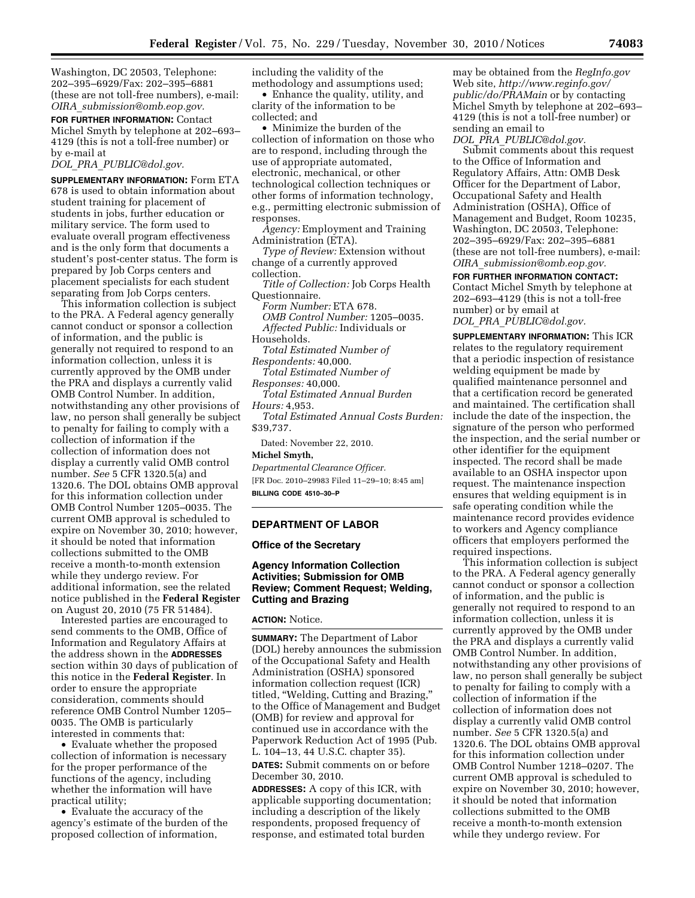Washington, DC 20503, Telephone: 202–395–6929/Fax: 202–395–6881 (these are not toll-free numbers), e-mail: *OIRA_submission@omb.eop.gov.*

**FOR FURTHER INFORMATION:** Contact Michel Smyth by telephone at 202–693–4129 (this is not a toll-free number) or by e-mail at *DOL_PRA_PUBLIC@dol.gov.*

**SUPPLEMENTARY INFORMATION:** Form ETA 678 is used to obtain information about student training for placement of students in jobs, further education or military service. The form used to evaluate overall program effectiveness and is the only form that documents a student's post-center status. The form is prepared by Job Corps centers and placement specialists for each student separating from Job Corps centers.

This information collection is subject to the PRA. A Federal agency generally cannot conduct or sponsor a collection of information, and the public is generally not required to respond to an information collection, unless it is currently approved by the OMB under the PRA and displays a currently valid OMB Control Number. In addition, notwithstanding any other provisions of law, no person shall generally be subject to penalty for failing to comply with a collection of information if the collection of information does not display a currently valid OMB control number. *See* 5 CFR 1320.5(a) and 1320.6. The DOL obtains OMB approval for this information collection under OMB Control Number 1205–0035. The current OMB approval is scheduled to expire on November 30, 2010; however, it should be noted that information collections submitted to the OMB receive a month-to-month extension while they undergo review. For additional information, see the related notice published in the **Federal Register** on August 20, 2010 (75 FR 51484).

Interested parties are encouraged to send comments to the OMB, Office of Information and Regulatory Affairs at the address shown in the **ADDRESSES** section within 30 days of publication of this notice in the **Federal Register**. In order to ensure the appropriate consideration, comments should reference OMB Control Number 1205–0035. The OMB is particularly interested in comments that:

- Evaluate whether the proposed collection of information is necessary for the proper performance of the functions of the agency, including whether the information will have practical utility;
- Evaluate the accuracy of the agency's estimate of the burden of the proposed collection of information, including the validity of the methodology and assumptions used;
- Enhance the quality, utility, and clarity of the information to be collected; and
- Minimize the burden of the collection of information on those who are to respond, including through the use of appropriate automated, electronic, mechanical, or other technological collection techniques or other forms of information technology, e.g., permitting electronic submission of responses.

*Agency:* Employment and Training Administration (ETA).

*Type of Review:* Extension without change of a currently approved collection.

*Title of Collection:* Job Corps Health Questionnaire.

*Form Number:* ETA 678.

*OMB Control Number:* 1205–0035.

*Affected Public:* Individuals or Households.

*Total Estimated Number of Respondents:* 40,000.

*Total Estimated Number of Responses:* 40,000.

*Total Estimated Annual Burden Hours:* 4,953.

*Total Estimated Annual Costs Burden:* $39,737.

Dated: November 22, 2010.

**Michel Smyth,**

*Departmental Clearance Officer.*

[FR Doc. 2010–29983 Filed 11–29–10; 8:45 am]

**BILLING CODE 4510–30–P**

---

## DEPARTMENT OF LABOR

### Office of the Secretary

### Agency Information Collection Activities; Submission for OMB Review; Comment Request; Welding, Cutting and Brazing

**ACTION:** Notice.

**SUMMARY:** The Department of Labor (DOL) hereby announces the submission of the Occupational Safety and Health Administration (OSHA) sponsored information collection request (ICR) titled, "Welding, Cutting and Brazing," to the Office of Management and Budget (OMB) for review and approval for continued use in accordance with the Paperwork Reduction Act of 1995 (Pub. L. 104–13, 44 U.S.C. chapter 35).

**DATES:** Submit comments on or before December 30, 2010.

**ADDRESSES:** A copy of this ICR, with applicable supporting documentation; including a description of the likely respondents, proposed frequency of response, and estimated total burden may be obtained from the *RegInfo.gov* Web site, *http://www.reginfo.gov/public/do/PRAMain* or by contacting Michel Smyth by telephone at 202–693–4129 (this is not a toll-free number) or sending an email to *DOL_PRA_PUBLIC@dol.gov.*

Submit comments about this request to the Office of Information and Regulatory Affairs, Attn: OMB Desk Officer for the Department of Labor, Occupational Safety and Health Administration (OSHA), Office of Management and Budget, Room 10235, Washington, DC 20503, Telephone: 202–395–6929/Fax: 202–395–6881 (these are not toll-free numbers), e-mail: *OIRA_submission@omb.eop.gov.*

**FOR FURTHER INFORMATION CONTACT:** Contact Michel Smyth by telephone at 202–693–4129 (this is not a toll-free number) or by email at *DOL_PRA_PUBLIC@dol.gov.*

**SUPPLEMENTARY INFORMATION:** This ICR relates to the regulatory requirement that a periodic inspection of resistance welding equipment be made by qualified maintenance personnel and that a certification record be generated and maintained. The certification shall include the date of the inspection, the signature of the person who performed the inspection, and the serial number or other identifier for the equipment inspected. The record shall be made available to an OSHA inspector upon request. The maintenance inspection ensures that welding equipment is in safe operating condition while the maintenance record provides evidence to workers and Agency compliance officers that employers performed the required inspections.

This information collection is subject to the PRA. A Federal agency generally cannot conduct or sponsor a collection of information, and the public is generally not required to respond to an information collection, unless it is currently approved by the OMB under the PRA and displays a currently valid OMB Control Number. In addition, notwithstanding any other provisions of law, no person shall generally be subject to penalty for failing to comply with a collection of information if the collection of information does not display a currently valid OMB control number. *See* 5 CFR 1320.5(a) and 1320.6. The DOL obtains OMB approval for this information collection under OMB Control Number 1218–0207. The current OMB approval is scheduled to expire on November 30, 2010; however, it should be noted that information collections submitted to the OMB receive a month-to-month extension while they undergo review. For